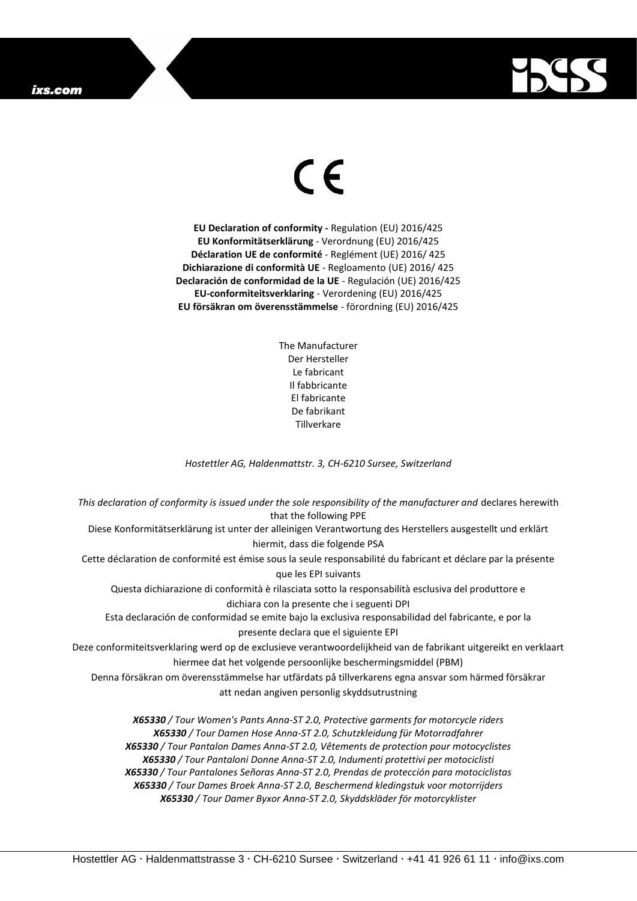CE

**EU Declaration of conformity -** Regulation (EU) 2016/425
**EU Konformitätserklärung** - Verordnung (EU) 2016/425
**Déclaration UE de conformité** - Reglément (UE) 2016/ 425
**Dichiarazione di conformità UE** - Regloamento (UE) 2016/ 425
**Declaración de conformidad de la UE** - Regulación (UE) 2016/425
**EU-conformiteitsverklaring** - Verordening (EU) 2016/425
**EU försäkran om överensstämmelse** - förordning (EU) 2016/425

The Manufacturer
Der Hersteller
Le fabricant
Il fabbricante
El fabricante
De fabrikant
Tillverkare

*Hostettler AG, Haldenmattstr. 3, CH-6210 Sursee, Switzerland*

*This declaration of conformity is issued under the sole responsibility of the manufacturer and* declares herewith that the following PPE
Diese Konformitätserklärung ist unter der alleinigen Verantwortung des Herstellers ausgestellt und erklärt hiermit, dass die folgende PSA
Cette déclaration de conformité est émise sous la seule responsabilité du fabricant et déclare par la présente que les EPI suivants
Questa dichiarazione di conformità è rilasciata sotto la responsabilità esclusiva del produttore e dichiara con la presente che i seguenti DPI
Esta declaración de conformidad se emite bajo la exclusiva responsabilidad del fabricante, e por la presente declara que el siguiente EPI
Deze conformiteitsverklaring werd op de exclusieve verantwoordelijkheid van de fabrikant uitgereikt en verklaart hiermee dat het volgende persoonlijke beschermingsmiddel (PBM)
Denna försäkran om överensstämmelse har utfärdats på tillverkarens egna ansvar som härmed försäkrar att nedan angiven personlig skyddsutrustning

***X65330** / Tour Women's Pants Anna-ST 2.0, Protective garments for motorcycle riders*
***X65330** / Tour Damen Hose Anna-ST 2.0, Schutzkleidung für Motorradfahrer*
***X65330** / Tour Pantalon Dames Anna-ST 2.0, Vêtements de protection pour motocyclistes*
***X65330** / Tour Pantaloni Donne Anna-ST 2.0, Indumenti protettivi per motociclisti*
***X65330** / Tour Pantalones Señoras Anna-ST 2.0, Prendas de protección para motociclistas*
***X65330** / Tour Dames Broek Anna-ST 2.0, Beschermend kledingstuk voor motorrijders*
***X65330** / Tour Damer Byxor Anna-ST 2.0, Skyddskläder för motorcyklister*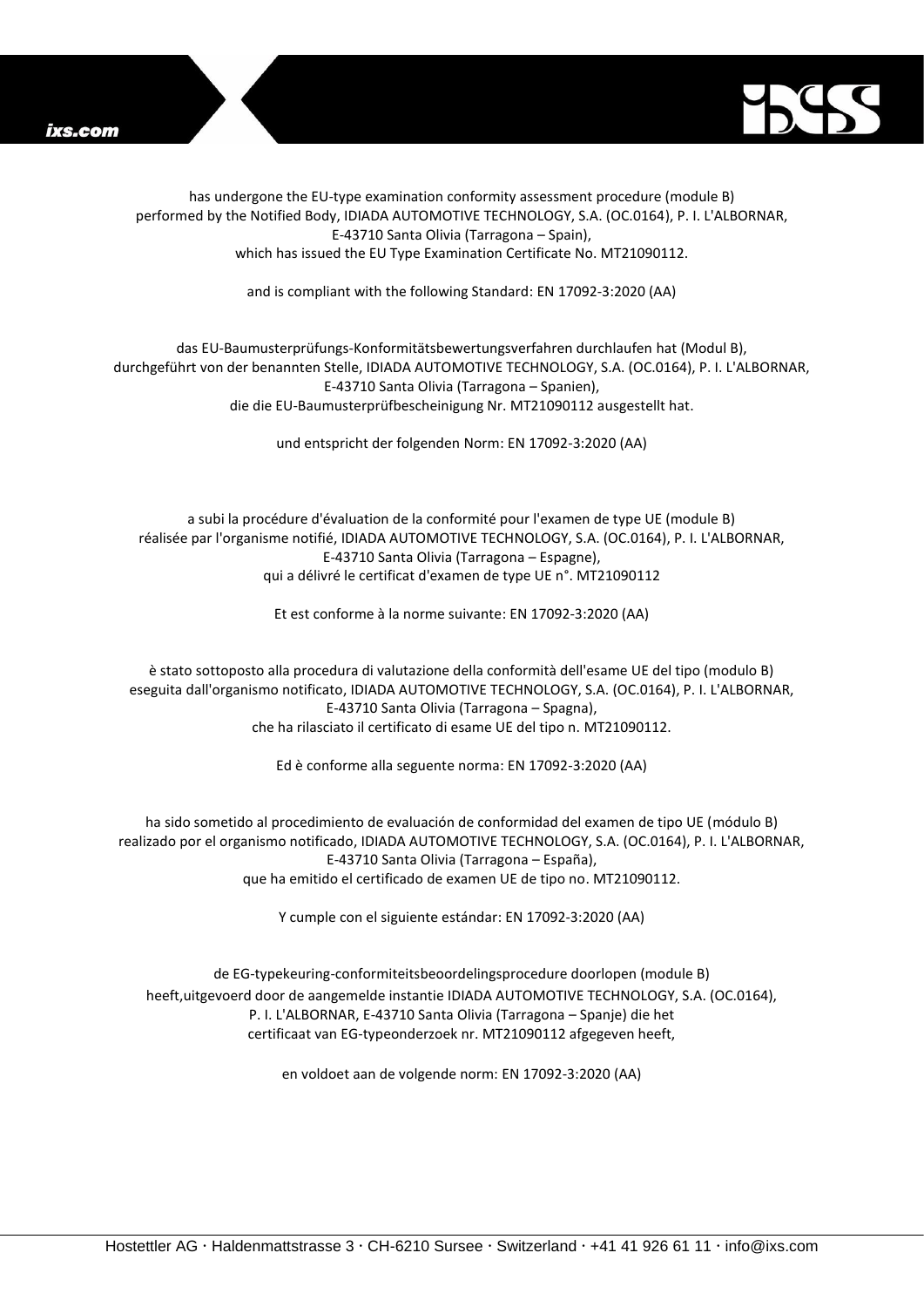has undergone the EU-type examination conformity assessment procedure (module B)
performed by the Notified Body, IDIADA AUTOMOTIVE TECHNOLOGY, S.A. (OC.0164), P. I. L'ALBORNAR,
E-43710 Santa Olivia (Tarragona – Spain),
which has issued the EU Type Examination Certificate No. MT21090112.

and is compliant with the following Standard: EN 17092-3:2020 (AA)

das EU-Baumusterprüfungs-Konformitätsbewertungsverfahren durchlaufen hat (Modul B),
durchgeführt von der benannten Stelle, IDIADA AUTOMOTIVE TECHNOLOGY, S.A. (OC.0164), P. I. L'ALBORNAR,
E-43710 Santa Olivia (Tarragona – Spanien),
die die EU-Baumusterprüfbescheinigung Nr. MT21090112 ausgestellt hat.

und entspricht der folgenden Norm: EN 17092-3:2020 (AA)

a subi la procédure d'évaluation de la conformité pour l'examen de type UE (module B)
réalisée par l'organisme notifié, IDIADA AUTOMOTIVE TECHNOLOGY, S.A. (OC.0164), P. I. L'ALBORNAR,
E-43710 Santa Olivia (Tarragona – Espagne),
qui a délivré le certificat d'examen de type UE n°. MT21090112

Et est conforme à la norme suivante: EN 17092-3:2020 (AA)

è stato sottoposto alla procedura di valutazione della conformità dell'esame UE del tipo (modulo B)
eseguita dall'organismo notificato, IDIADA AUTOMOTIVE TECHNOLOGY, S.A. (OC.0164), P. I. L'ALBORNAR,
E-43710 Santa Olivia (Tarragona – Spagna),
che ha rilasciato il certificato di esame UE del tipo n. MT21090112.

Ed è conforme alla seguente norma: EN 17092-3:2020 (AA)

ha sido sometido al procedimiento de evaluación de conformidad del examen de tipo UE (módulo B)
realizado por el organismo notificado, IDIADA AUTOMOTIVE TECHNOLOGY, S.A. (OC.0164), P. I. L'ALBORNAR,
E-43710 Santa Olivia (Tarragona – España),
que ha emitido el certificado de examen UE de tipo no. MT21090112.

Y cumple con el siguiente estándar: EN 17092-3:2020 (AA)

de EG-typekeuring-conformiteitsbeoordelingsprocedure doorlopen (module B)
heeft,uitgevoerd door de aangemelde instantie IDIADA AUTOMOTIVE TECHNOLOGY, S.A. (OC.0164),
P. I. L'ALBORNAR, E-43710 Santa Olivia (Tarragona – Spanje) die het
certificaat van EG-typeonderzoek nr. MT21090112 afgegeven heeft,

en voldoet aan de volgende norm: EN 17092-3:2020 (AA)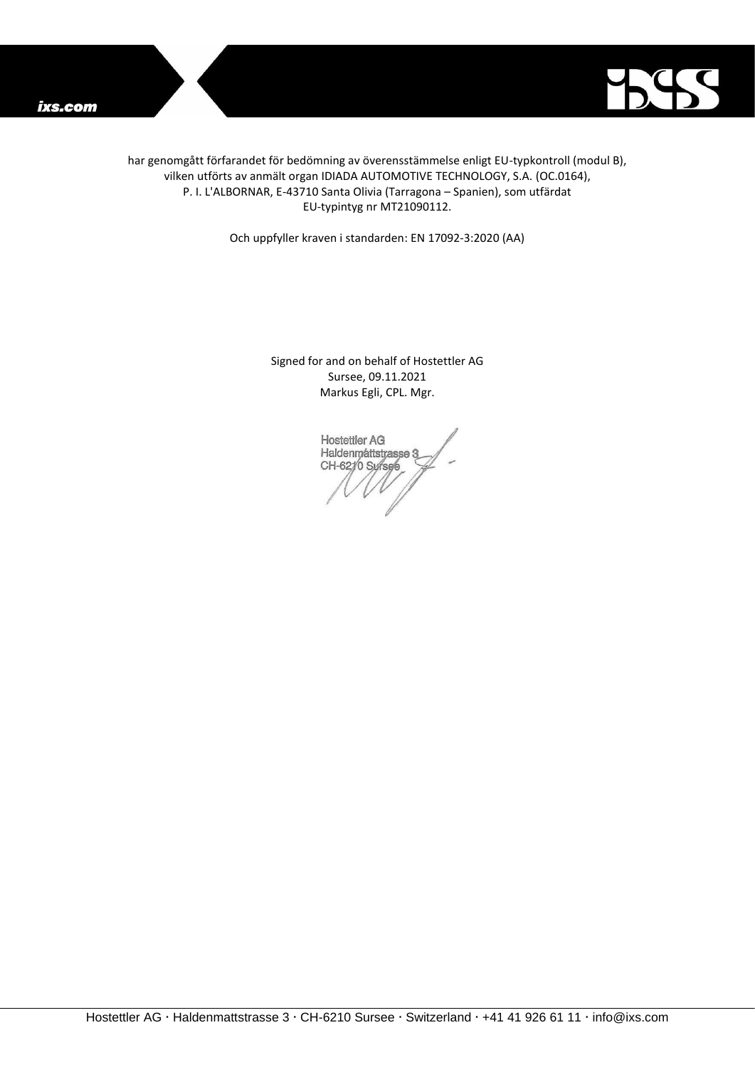har genomgått förfarandet för bedömning av överensstämmelse enligt EU-typkontroll (modul B), vilken utförts av anmält organ IDIADA AUTOMOTIVE TECHNOLOGY, S.A. (OC.0164), P. I. L'ALBORNAR, E-43710 Santa Olivia (Tarragona – Spanien), som utfärdat EU-typintyg nr MT21090112.

Och uppfyller kraven i standarden: EN 17092-3:2020 (AA)

Signed for and on behalf of Hostettler AG
Sursee, 09.11.2021
Markus Egli, CPL. Mgr.

Hostettler AG
Haldenmattstrasse 3
CH-6210 Sursee